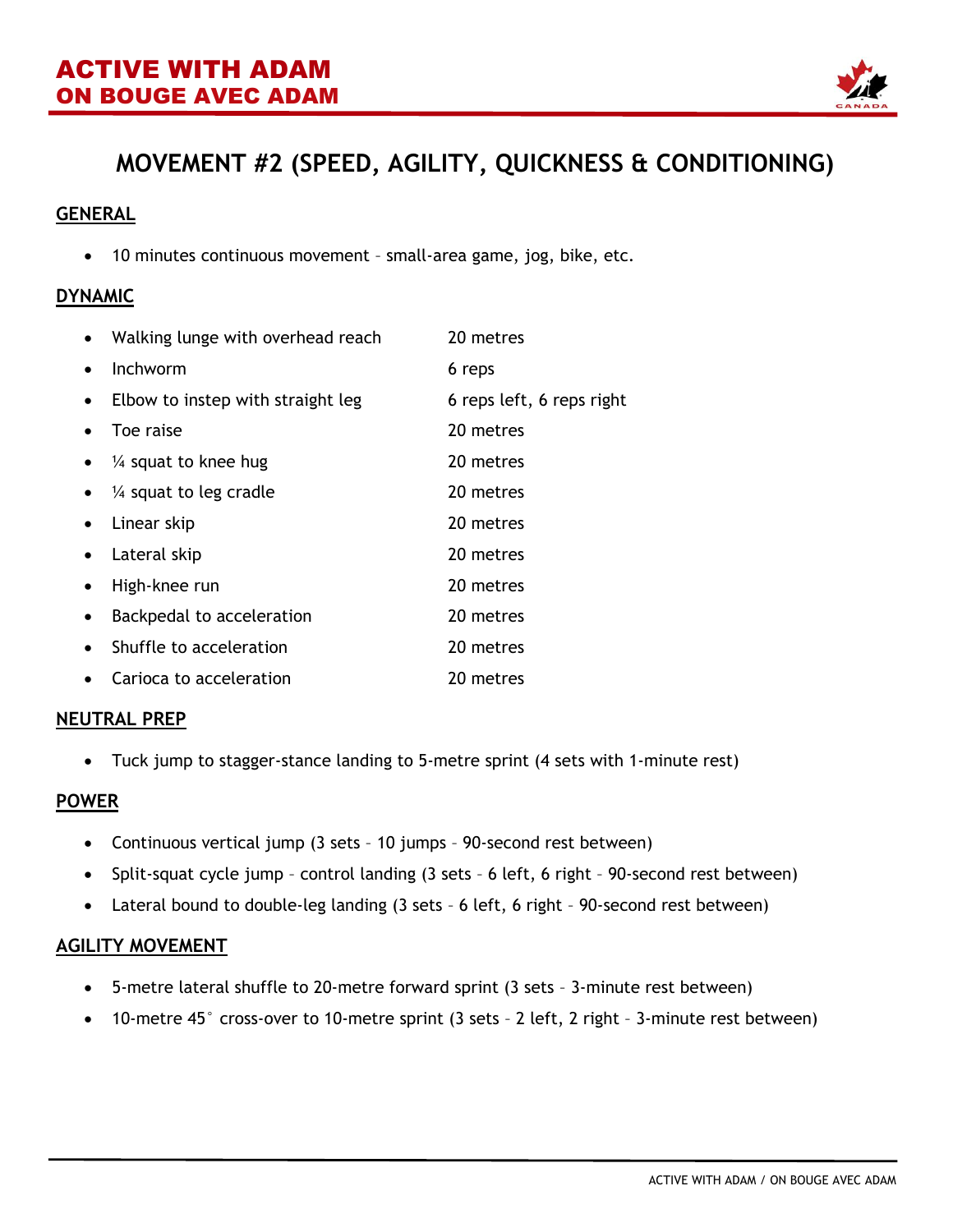# ACTIVE WITH ADAM
# ON BOUGE AVEC ADAM

## MOVEMENT #2 (SPEED, AGILITY, QUICKNESS & CONDITIONING)

### GENERAL

- 10 minutes continuous movement – small-area game, jog, bike, etc.

### DYNAMIC

- Walking lunge with overhead reach — 20 metres
- Inchworm — 6 reps
- Elbow to instep with straight leg — 6 reps left, 6 reps right
- Toe raise — 20 metres
- ¼ squat to knee hug — 20 metres
- ¼ squat to leg cradle — 20 metres
- Linear skip — 20 metres
- Lateral skip — 20 metres
- High-knee run — 20 metres
- Backpedal to acceleration — 20 metres
- Shuffle to acceleration — 20 metres
- Carioca to acceleration — 20 metres

### NEUTRAL PREP

- Tuck jump to stagger-stance landing to 5-metre sprint (4 sets with 1-minute rest)

### POWER

- Continuous vertical jump (3 sets – 10 jumps – 90-second rest between)
- Split-squat cycle jump – control landing (3 sets – 6 left, 6 right – 90-second rest between)
- Lateral bound to double-leg landing (3 sets – 6 left, 6 right – 90-second rest between)

### AGILITY MOVEMENT

- 5-metre lateral shuffle to 20-metre forward sprint (3 sets – 3-minute rest between)
- 10-metre 45° cross-over to 10-metre sprint (3 sets – 2 left, 2 right – 3-minute rest between)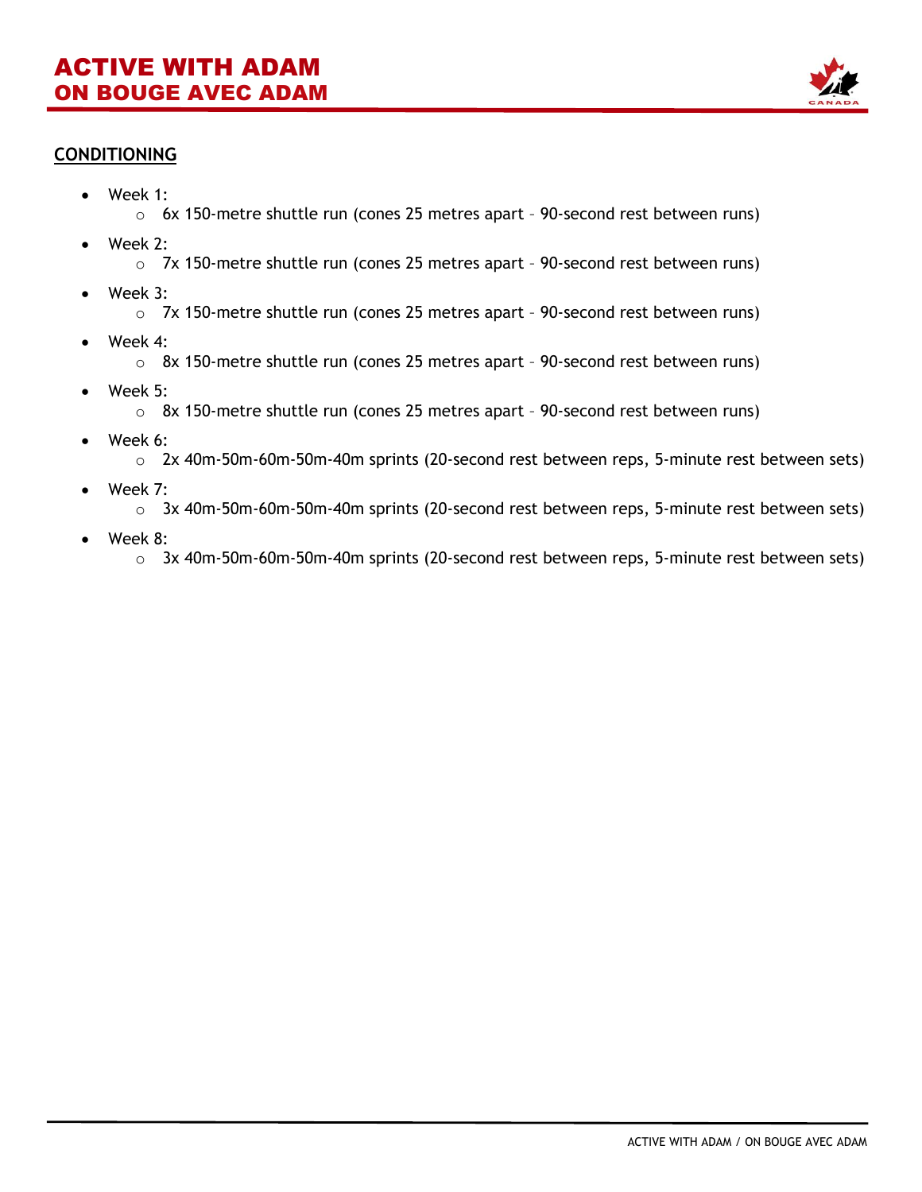## CONDITIONING

- Week 1:
  - 6x 150-metre shuttle run (cones 25 metres apart – 90-second rest between runs)
- Week 2:
  - 7x 150-metre shuttle run (cones 25 metres apart – 90-second rest between runs)
- Week 3:
  - 7x 150-metre shuttle run (cones 25 metres apart – 90-second rest between runs)
- Week 4:
  - 8x 150-metre shuttle run (cones 25 metres apart – 90-second rest between runs)
- Week 5:
  - 8x 150-metre shuttle run (cones 25 metres apart – 90-second rest between runs)
- Week 6:
  - 2x 40m-50m-60m-50m-40m sprints (20-second rest between reps, 5-minute rest between sets)
- Week 7:
  - 3x 40m-50m-60m-50m-40m sprints (20-second rest between reps, 5-minute rest between sets)
- Week 8:
  - 3x 40m-50m-60m-50m-40m sprints (20-second rest between reps, 5-minute rest between sets)